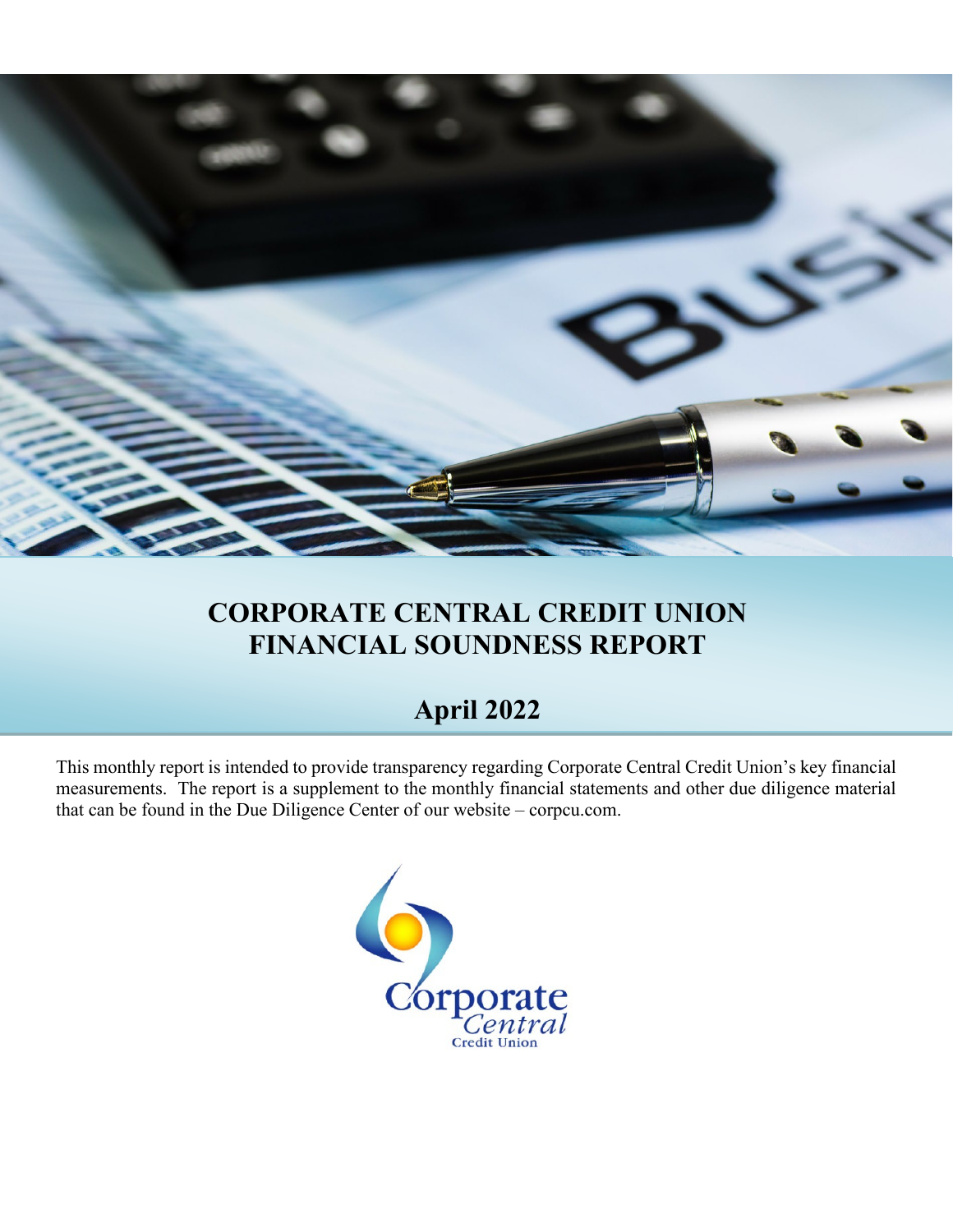# CORPORATE CENTRAL CREDIT UNION FINANCIAL SOUNDNESS REPORT

## April 2022

This monthly report is intended to provide transparency regarding Corporate Central Credit Union's key financial measurements. The report is a supplement to the monthly financial statements and other due diligence material that can be found in the Due Diligence Center of our website – corpcu.com.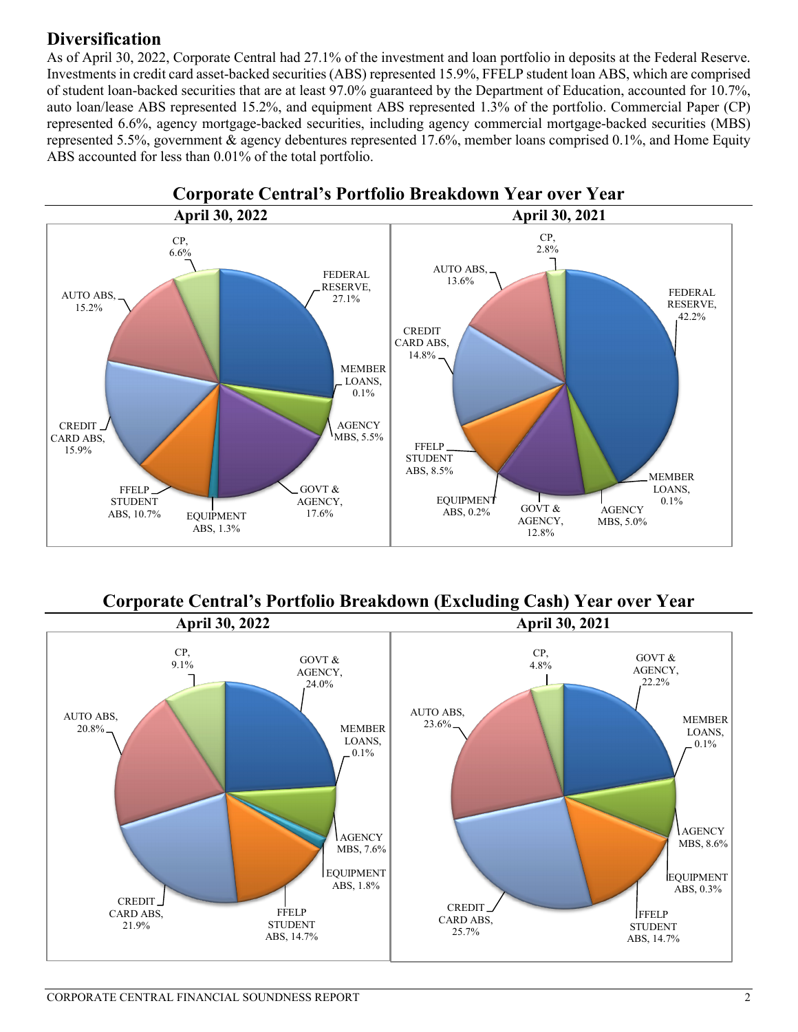## Diversification

As of April 30, 2022, Corporate Central had 27.1% of the investment and loan portfolio in deposits at the Federal Reserve. Investments in credit card asset-backed securities (ABS) represented 15.9%, FFELP student loan ABS, which are comprised of student loan-backed securities that are at least 97.0% guaranteed by the Department of Education, accounted for 10.7%, auto loan/lease ABS represented 15.2%, and equipment ABS represented 1.3% of the portfolio. Commercial Paper (CP) represented 6.6%, agency mortgage-backed securities, including agency commercial mortgage-backed securities (MBS) represented 5.5%, government & agency debentures represented 17.6%, member loans comprised 0.1%, and Home Equity ABS accounted for less than 0.01% of the total portfolio.

### Corporate Central's Portfolio Breakdown Year over Year

| Category | April 30, 2022 | April 30, 2021 |
|---|---|---|
| FEDERAL RESERVE | 27.1% | 42.2% |
| MEMBER LOANS | 0.1% | 0.1% |
| AGENCY MBS | 5.5% | 5.0% |
| GOVT & AGENCY | 17.6% | 12.8% |
| EQUIPMENT ABS | 1.3% | 0.2% |
| FFELP STUDENT ABS | 10.7% | 8.5% |
| CREDIT CARD ABS | 15.9% | 14.8% |
| AUTO ABS | 15.2% | 13.6% |
| CP | 6.6% | 2.8% |

### Corporate Central's Portfolio Breakdown (Excluding Cash) Year over Year

| Category | April 30, 2022 | April 30, 2021 |
|---|---|---|
| GOVT & AGENCY | 24.0% | 22.2% |
| MEMBER LOANS | 0.1% | 0.1% |
| AGENCY MBS | 7.6% | 8.6% |
| EQUIPMENT ABS | 1.8% | 0.3% |
| FFELP STUDENT ABS | 14.7% | 14.7% |
| CREDIT CARD ABS | 21.9% | 25.7% |
| AUTO ABS | 20.8% | 23.6% |
| CP | 9.1% | 4.8% |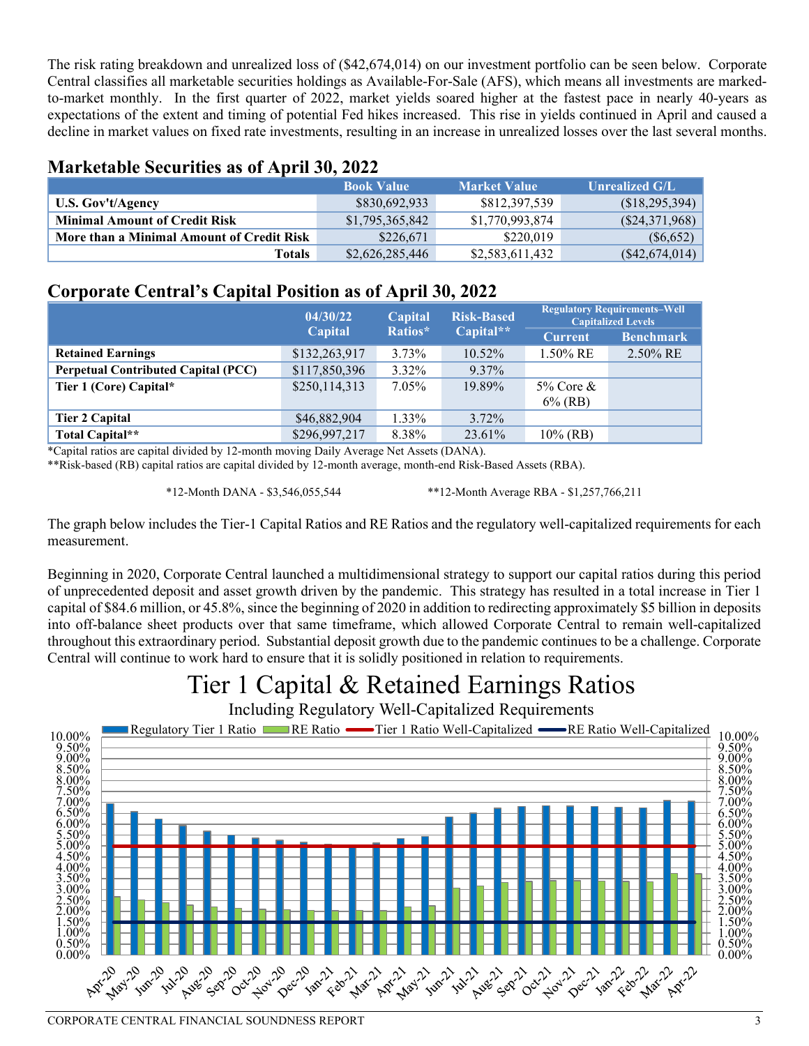The risk rating breakdown and unrealized loss of ($42,674,014) on our investment portfolio can be seen below. Corporate Central classifies all marketable securities holdings as Available-For-Sale (AFS), which means all investments are marked-to-market monthly. In the first quarter of 2022, market yields soared higher at the fastest pace in nearly 40-years as expectations of the extent and timing of potential Fed hikes increased. This rise in yields continued in April and caused a decline in market values on fixed rate investments, resulting in an increase in unrealized losses over the last several months.

## Marketable Securities as of April 30, 2022

| | Book Value | Market Value | Unrealized G/L |
|---|---|---|---|
| **U.S. Gov't/Agency** | $830,692,933 | $812,397,539 | ($18,295,394) |
| **Minimal Amount of Credit Risk** | $1,795,365,842 | $1,770,993,874 | ($24,371,968) |
| **More than a Minimal Amount of Credit Risk** | $226,671 | $220,019 | ($6,652) |
| **Totals** | $2,626,285,446 | $2,583,611,432 | ($42,674,014) |

## Corporate Central's Capital Position as of April 30, 2022

| | 04/30/22 Capital | Capital Ratios* | Risk-Based Capital** | Regulatory Requirements–Well Capitalized Levels | |
|---|---|---|---|---|---|
| | | | | Current | Benchmark |
| **Retained Earnings** | $132,263,917 | 3.73% | 10.52% | 1.50% RE | 2.50% RE |
| **Perpetual Contributed Capital (PCC)** | $117,850,396 | 3.32% | 9.37% | | |
| **Tier 1 (Core) Capital*** | $250,114,313 | 7.05% | 19.89% | 5% Core & 6% (RB) | |
| **Tier 2 Capital** | $46,882,904 | 1.33% | 3.72% | | |
| **Total Capital**** | $296,997,217 | 8.38% | 23.61% | 10% (RB) | |

*Capital ratios are capital divided by 12-month moving Daily Average Net Assets (DANA).

**Risk-based (RB) capital ratios are capital divided by 12-month average, month-end Risk-Based Assets (RBA).

*12-Month DANA - $3,546,055,544

**12-Month Average RBA - $1,257,766,211

The graph below includes the Tier-1 Capital Ratios and RE Ratios and the regulatory well-capitalized requirements for each measurement.

Beginning in 2020, Corporate Central launched a multidimensional strategy to support our capital ratios during this period of unprecedented deposit and asset growth driven by the pandemic. This strategy has resulted in a total increase in Tier 1 capital of $84.6 million, or 45.8%, since the beginning of 2020 in addition to redirecting approximately $5 billion in deposits into off-balance sheet products over that same timeframe, which allowed Corporate Central to remain well-capitalized throughout this extraordinary period. Substantial deposit growth due to the pandemic continues to be a challenge. Corporate Central will continue to work hard to ensure that it is solidly positioned in relation to requirements.

## Tier 1 Capital & Retained Earnings Ratios

Including Regulatory Well-Capitalized Requirements

Legend: Regulatory Tier 1 Ratio, RE Ratio, Tier 1 Ratio Well-Capitalized, RE Ratio Well-Capitalized

Months: Apr-20, May-20, Jun-20, Jul-20, Aug-20, Sep-20, Oct-20, Nov-20, Dec-20, Jan-21, Feb-21, Mar-21, Apr-21, May-21, Jun-21, Jul-21, Aug-21, Sep-21, Oct-21, Nov-21, Dec-21, Jan-22, Feb-22, Mar-22, Apr-22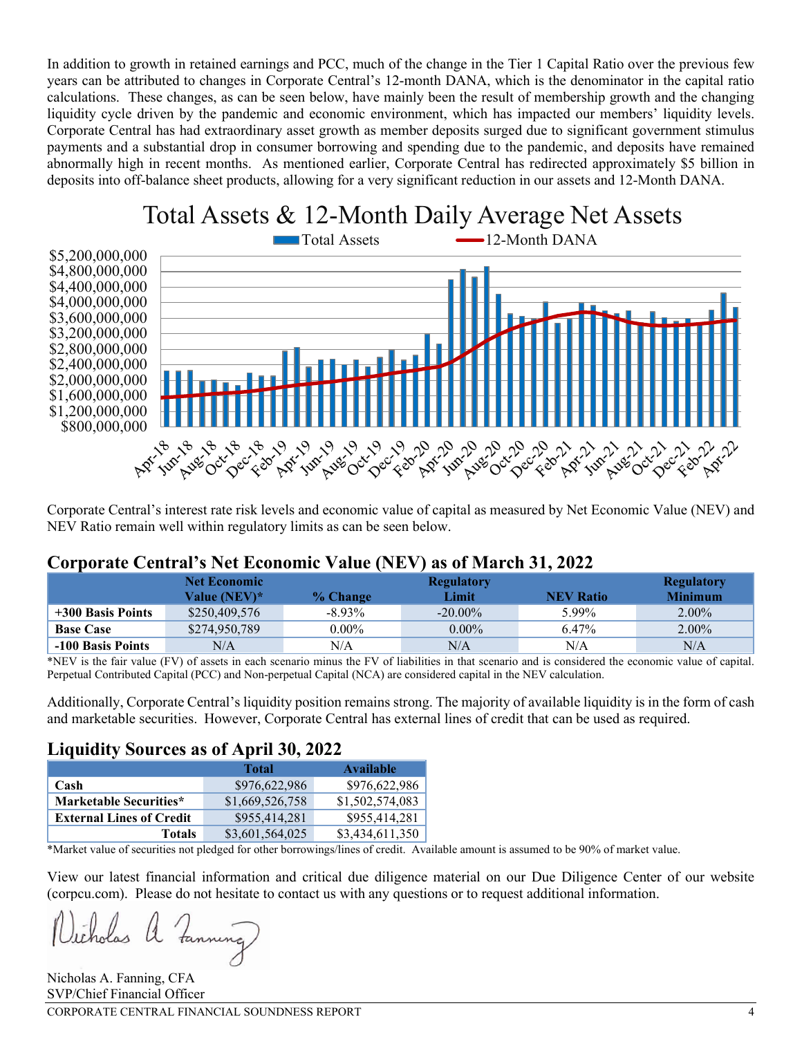In addition to growth in retained earnings and PCC, much of the change in the Tier 1 Capital Ratio over the previous few years can be attributed to changes in Corporate Central's 12-month DANA, which is the denominator in the capital ratio calculations. These changes, as can be seen below, have mainly been the result of membership growth and the changing liquidity cycle driven by the pandemic and economic environment, which has impacted our members' liquidity levels. Corporate Central has had extraordinary asset growth as member deposits surged due to significant government stimulus payments and a substantial drop in consumer borrowing and spending due to the pandemic, and deposits have remained abnormally high in recent months. As mentioned earlier, Corporate Central has redirected approximately $5 billion in deposits into off-balance sheet products, allowing for a very significant reduction in our assets and 12-Month DANA.

Total Assets & 12-Month Daily Average Net Assets

Total Assets
12-Month DANA

$5,200,000,000
$4,800,000,000
$4,400,000,000
$4,000,000,000
$3,600,000,000
$3,200,000,000
$2,800,000,000
$2,400,000,000
$2,000,000,000
$1,600,000,000
$1,200,000,000
$800,000,000

Apr-18, Jun-18, Aug-18, Oct-18, Dec-18, Feb-19, Apr-19, Jun-19, Aug-19, Oct-19, Dec-19, Feb-20, Apr-20, Jun-20, Aug-20, Oct-20, Dec-20, Feb-21, Apr-21, Jun-21, Aug-21, Oct-21, Dec-21, Feb-22, Apr-22

Corporate Central's interest rate risk levels and economic value of capital as measured by Net Economic Value (NEV) and NEV Ratio remain well within regulatory limits as can be seen below.

## Corporate Central's Net Economic Value (NEV) as of March 31, 2022

| | Net Economic Value (NEV)* | % Change | Regulatory Limit | NEV Ratio | Regulatory Minimum |
|---|---|---|---|---|---|
| **+300 Basis Points** | $250,409,576 | -8.93% | -20.00% | 5.99% | 2.00% |
| **Base Case** | $274,950,789 | 0.00% | 0.00% | 6.47% | 2.00% |
| **-100 Basis Points** | N/A | N/A | N/A | N/A | N/A |

*NEV is the fair value (FV) of assets in each scenario minus the FV of liabilities in that scenario and is considered the economic value of capital. Perpetual Contributed Capital (PCC) and Non-perpetual Capital (NCA) are considered capital in the NEV calculation.

Additionally, Corporate Central's liquidity position remains strong. The majority of available liquidity is in the form of cash and marketable securities. However, Corporate Central has external lines of credit that can be used as required.

## Liquidity Sources as of April 30, 2022

| | Total | Available |
|---|---|---|
| **Cash** | $976,622,986 | $976,622,986 |
| **Marketable Securities*** | $1,669,526,758 | $1,502,574,083 |
| **External Lines of Credit** | $955,414,281 | $955,414,281 |
| **Totals** | $3,601,564,025 | $3,434,611,350 |

*Market value of securities not pledged for other borrowings/lines of credit. Available amount is assumed to be 90% of market value.

View our latest financial information and critical due diligence material on our Due Diligence Center of our website (corpcu.com). Please do not hesitate to contact us with any questions or to request additional information.

Nicholas A. Fanning, CFA
SVP/Chief Financial Officer